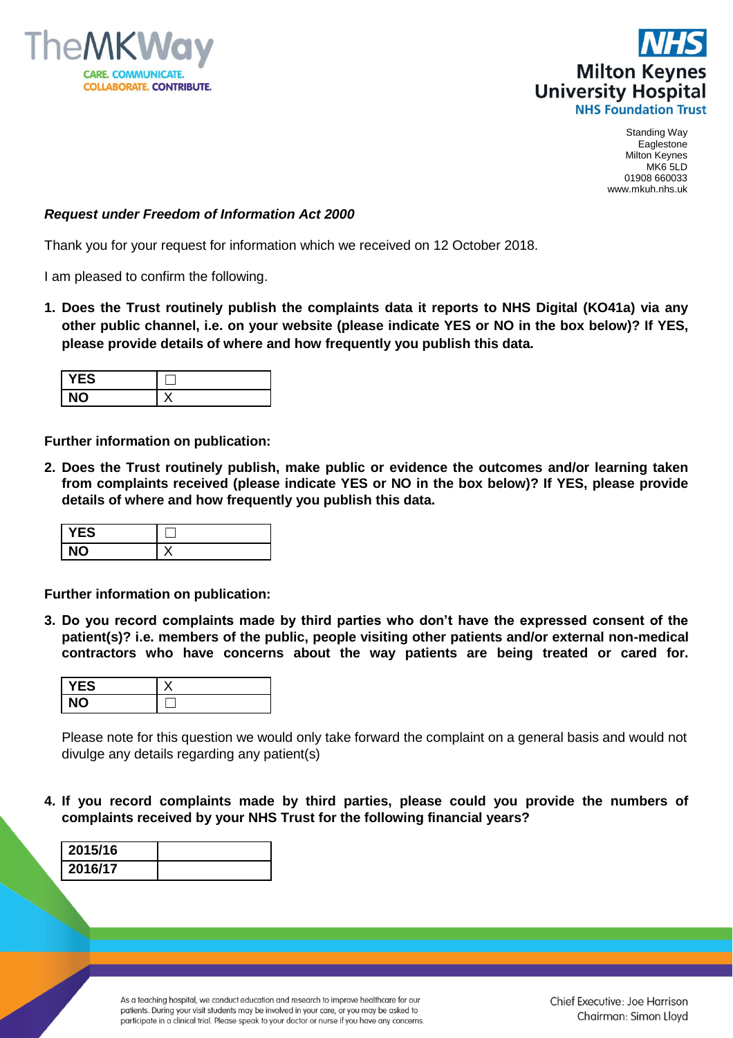TheMKWay

CARE. COMMUNICATE. COLLABORATE. CONTRIBUTE.

NHS Milton Keynes University Hospital NHS Foundation Trust

Standing Way
Eaglestone
Milton Keynes
MK6 5LD
01908 660033
www.mkuh.nhs.uk

***Request under Freedom of Information Act 2000***

Thank you for your request for information which we received on 12 October 2018.

I am pleased to confirm the following.

1. **Does the Trust routinely publish the complaints data it reports to NHS Digital (KO41a) via any other public channel, i.e. on your website (please indicate YES or NO in the box below)? If YES, please provide details of where and how frequently you publish this data.**

| | |
|---|---|
| **YES** | ☐ |
| **NO** | X |

**Further information on publication:**

2. **Does the Trust routinely publish, make public or evidence the outcomes and/or learning taken from complaints received (please indicate YES or NO in the box below)? If YES, please provide details of where and how frequently you publish this data.**

| | |
|---|---|
| **YES** | ☐ |
| **NO** | X |

**Further information on publication:**

3. **Do you record complaints made by third parties who don't have the expressed consent of the patient(s)? i.e. members of the public, people visiting other patients and/or external non-medical contractors who have concerns about the way patients are being treated or cared for.**

| | |
|---|---|
| **YES** | X |
| **NO** | ☐ |

Please note for this question we would only take forward the complaint on a general basis and would not divulge any details regarding any patient(s)

4. **If you record complaints made by third parties, please could you provide the numbers of complaints received by your NHS Trust for the following financial years?**

| | |
|---|---|
| **2015/16** | |
| **2016/17** | |

As a teaching hospital, we conduct education and research to improve healthcare for our patients. During your visit students may be involved in your care, or you may be asked to participate in a clinical trial. Please speak to your doctor or nurse if you have any concerns.

Chief Executive: Joe Harrison
Chairman: Simon Lloyd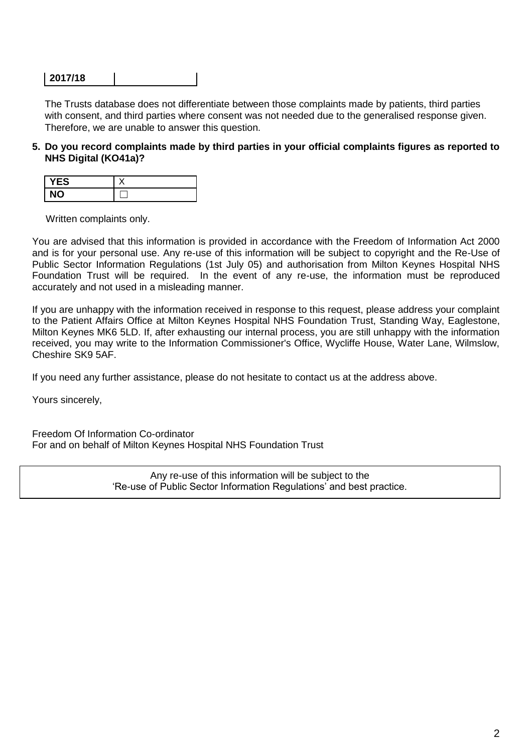| | |
|---|---|
| **2017/18** | |

The Trusts database does not differentiate between those complaints made by patients, third parties with consent, and third parties where consent was not needed due to the generalised response given. Therefore, we are unable to answer this question.

**5. Do you record complaints made by third parties in your official complaints figures as reported to NHS Digital (KO41a)?**

| | |
|---|---|
| **YES** | X |
| **NO** | ☐ |

Written complaints only.

You are advised that this information is provided in accordance with the Freedom of Information Act 2000 and is for your personal use. Any re-use of this information will be subject to copyright and the Re-Use of Public Sector Information Regulations (1st July 05) and authorisation from Milton Keynes Hospital NHS Foundation Trust will be required. In the event of any re-use, the information must be reproduced accurately and not used in a misleading manner.

If you are unhappy with the information received in response to this request, please address your complaint to the Patient Affairs Office at Milton Keynes Hospital NHS Foundation Trust, Standing Way, Eaglestone, Milton Keynes MK6 5LD. If, after exhausting our internal process, you are still unhappy with the information received, you may write to the Information Commissioner's Office, Wycliffe House, Water Lane, Wilmslow, Cheshire SK9 5AF.

If you need any further assistance, please do not hesitate to contact us at the address above.

Yours sincerely,

Freedom Of Information Co-ordinator
For and on behalf of Milton Keynes Hospital NHS Foundation Trust

Any re-use of this information will be subject to the
'Re-use of Public Sector Information Regulations' and best practice.